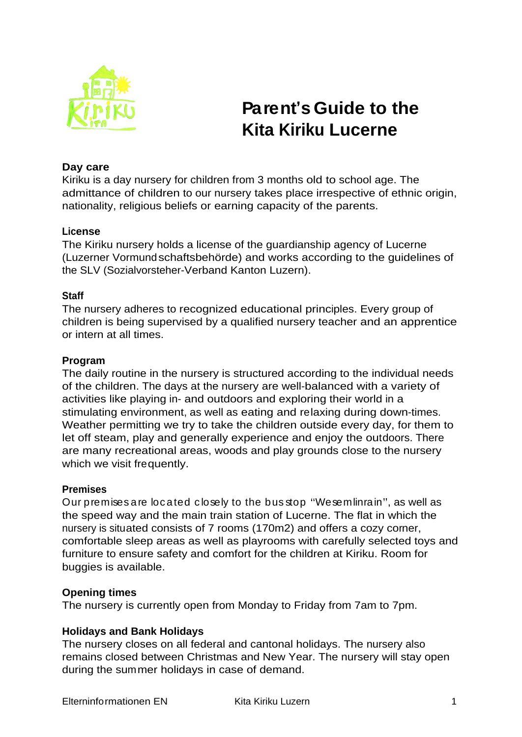# Parent's Guide to the Kita Kiriku Lucerne

**Day care**

Kiriku is a day nursery for children from 3 months old to school age. The admittance of children to our nursery takes place irrespective of ethnic origin, nationality, religious beliefs or earning capacity of the parents.

**License**

The Kiriku nursery holds a license of the guardianship agency of Lucerne (Luzerner Vormundschaftsbehörde) and works according to the guidelines of the SLV (Sozialvorsteher-Verband Kanton Luzern).

**Staff**

The nursery adheres to recognized educational principles. Every group of children is being supervised by a qualified nursery teacher and an apprentice or intern at all times.

**Program**

The daily routine in the nursery is structured according to the individual needs of the children. The days at the nursery are well-balanced with a variety of activities like playing in- and outdoors and exploring their world in a stimulating environment, as well as eating and relaxing during down-times. Weather permitting we try to take the children outside every day, for them to let off steam, play and generally experience and enjoy the outdoors. There are many recreational areas, woods and play grounds close to the nursery which we visit frequently.

**Premises**

Our premises are located closely to the bus stop "Wesemlinrain", as well as the speed way and the main train station of Lucerne. The flat in which the nursery is situated consists of 7 rooms (170m2) and offers a cozy corner, comfortable sleep areas as well as playrooms with carefully selected toys and furniture to ensure safety and comfort for the children at Kiriku. Room for buggies is available.

**Opening times**

The nursery is currently open from Monday to Friday from 7am to 7pm.

**Holidays and Bank Holidays**

The nursery closes on all federal and cantonal holidays. The nursery also remains closed between Christmas and New Year. The nursery will stay open during the summer holidays in case of demand.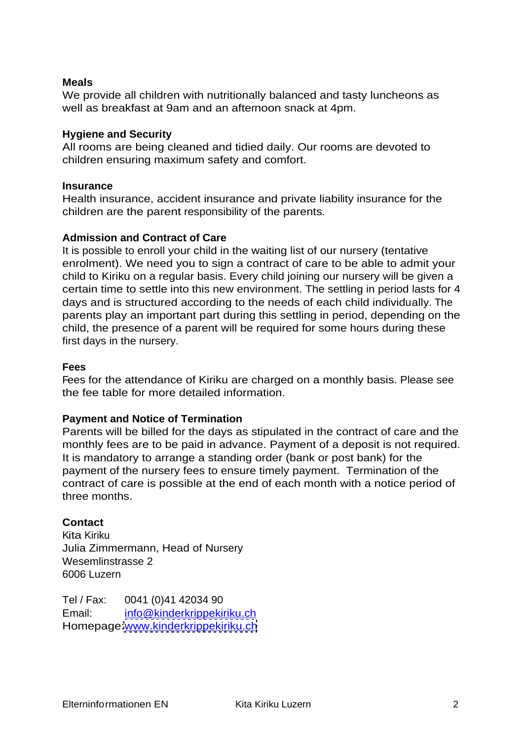**Meals**

We provide all children with nutritionally balanced and tasty luncheons as well as breakfast at 9am and an afternoon snack at 4pm.

**Hygiene and Security**

All rooms are being cleaned and tidied daily. Our rooms are devoted to children ensuring maximum safety and comfort.

**Insurance**

Health insurance, accident insurance and private liability insurance for the children are the parent responsibility of the parents.

**Admission and Contract of Care**

It is possible to enroll your child in the waiting list of our nursery (tentative enrolment). We need you to sign a contract of care to be able to admit your child to Kiriku on a regular basis. Every child joining our nursery will be given a certain time to settle into this new environment. The settling in period lasts for 4 days and is structured according to the needs of each child individually. The parents play an important part during this settling in period, depending on the child, the presence of a parent will be required for some hours during these first days in the nursery.

**Fees**

Fees for the attendance of Kiriku are charged on a monthly basis. Please see the fee table for more detailed information.

**Payment and Notice of Termination**

Parents will be billed for the days as stipulated in the contract of care and the monthly fees are to be paid in advance. Payment of a deposit is not required. It is mandatory to arrange a standing order (bank or post bank) for the payment of the nursery fees to ensure timely payment. Termination of the contract of care is possible at the end of each month with a notice period of three months.

**Contact**

Kita Kiriku
Julia Zimmermann, Head of Nursery
Wesemlinstrasse 2
6006 Luzern

Tel / Fax: 0041 (0)41 42034 90
Email: info@kinderkrippekiriku.ch
Homepage: www.kinderkrippekiriku.ch